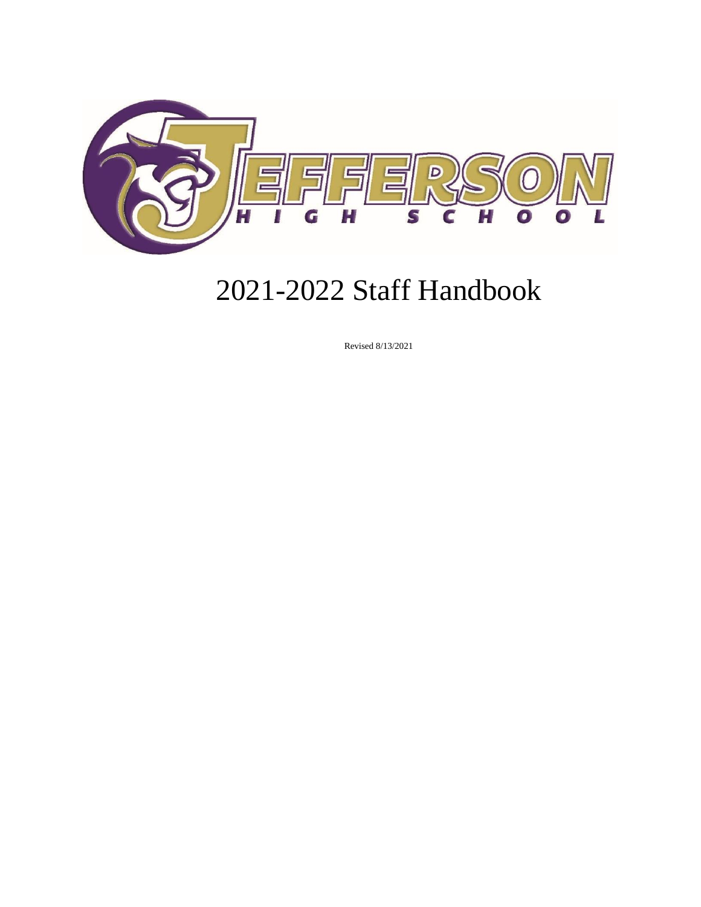JEFFERSON HIGH SCHOOL

# 2021-2022 Staff Handbook

Revised 8/13/2021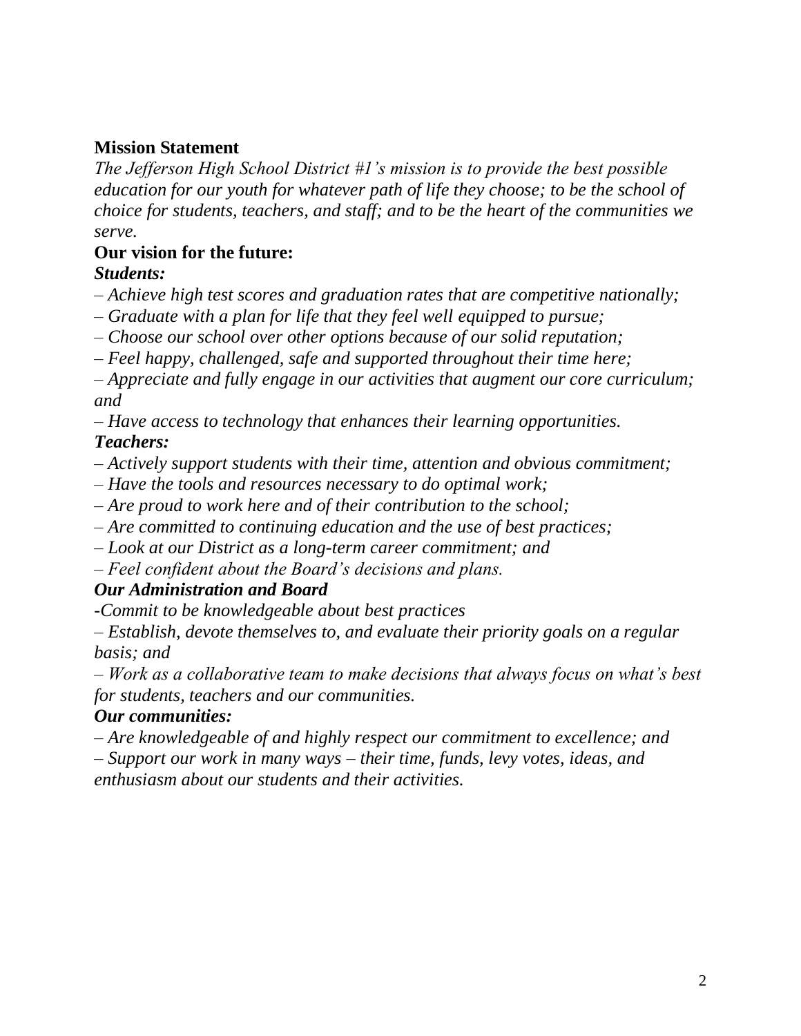**Mission Statement**

*The Jefferson High School District #1's mission is to provide the best possible education for our youth for whatever path of life they choose; to be the school of choice for students, teachers, and staff; and to be the heart of the communities we serve.*

**Our vision for the future:**

***Students:***

*– Achieve high test scores and graduation rates that are competitive nationally;*
*– Graduate with a plan for life that they feel well equipped to pursue;*
*– Choose our school over other options because of our solid reputation;*
*– Feel happy, challenged, safe and supported throughout their time here;*
*– Appreciate and fully engage in our activities that augment our core curriculum; and*
*– Have access to technology that enhances their learning opportunities.*

***Teachers:***

*– Actively support students with their time, attention and obvious commitment;*
*– Have the tools and resources necessary to do optimal work;*
*– Are proud to work here and of their contribution to the school;*
*– Are committed to continuing education and the use of best practices;*
*– Look at our District as a long-term career commitment; and*
*– Feel confident about the Board's decisions and plans.*

***Our Administration and Board***

*-Commit to be knowledgeable about best practices*
*– Establish, devote themselves to, and evaluate their priority goals on a regular basis; and*
*– Work as a collaborative team to make decisions that always focus on what's best for students, teachers and our communities.*

***Our communities:***

*– Are knowledgeable of and highly respect our commitment to excellence; and*
*– Support our work in many ways – their time, funds, levy votes, ideas, and enthusiasm about our students and their activities.*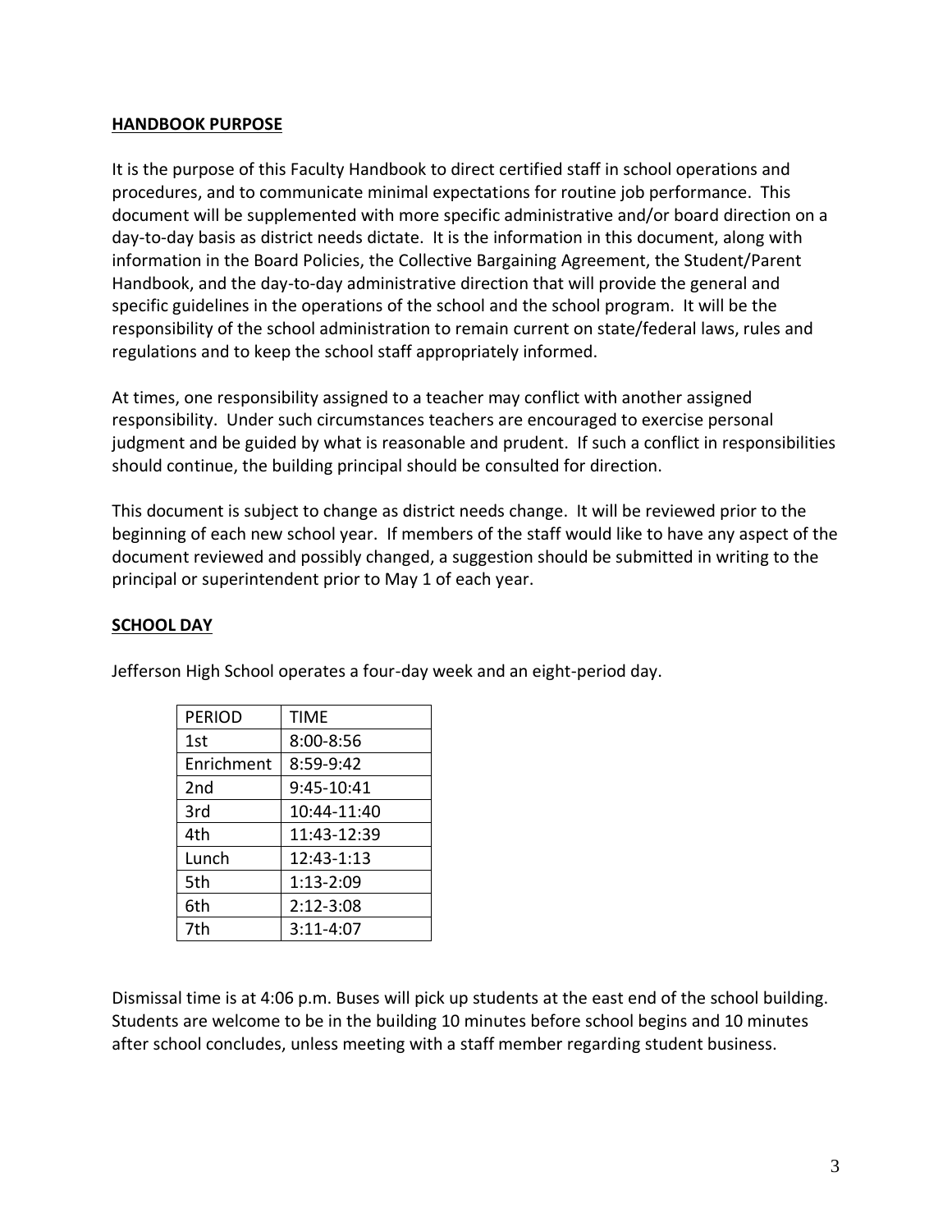## HANDBOOK PURPOSE

It is the purpose of this Faculty Handbook to direct certified staff in school operations and procedures, and to communicate minimal expectations for routine job performance. This document will be supplemented with more specific administrative and/or board direction on a day-to-day basis as district needs dictate. It is the information in this document, along with information in the Board Policies, the Collective Bargaining Agreement, the Student/Parent Handbook, and the day-to-day administrative direction that will provide the general and specific guidelines in the operations of the school and the school program. It will be the responsibility of the school administration to remain current on state/federal laws, rules and regulations and to keep the school staff appropriately informed.

At times, one responsibility assigned to a teacher may conflict with another assigned responsibility. Under such circumstances teachers are encouraged to exercise personal judgment and be guided by what is reasonable and prudent. If such a conflict in responsibilities should continue, the building principal should be consulted for direction.

This document is subject to change as district needs change. It will be reviewed prior to the beginning of each new school year. If members of the staff would like to have any aspect of the document reviewed and possibly changed, a suggestion should be submitted in writing to the principal or superintendent prior to May 1 of each year.

## SCHOOL DAY

Jefferson High School operates a four-day week and an eight-period day.

| PERIOD | TIME |
|---|---|
| 1st | 8:00-8:56 |
| Enrichment | 8:59-9:42 |
| 2nd | 9:45-10:41 |
| 3rd | 10:44-11:40 |
| 4th | 11:43-12:39 |
| Lunch | 12:43-1:13 |
| 5th | 1:13-2:09 |
| 6th | 2:12-3:08 |
| 7th | 3:11-4:07 |

Dismissal time is at 4:06 p.m. Buses will pick up students at the east end of the school building. Students are welcome to be in the building 10 minutes before school begins and 10 minutes after school concludes, unless meeting with a staff member regarding student business.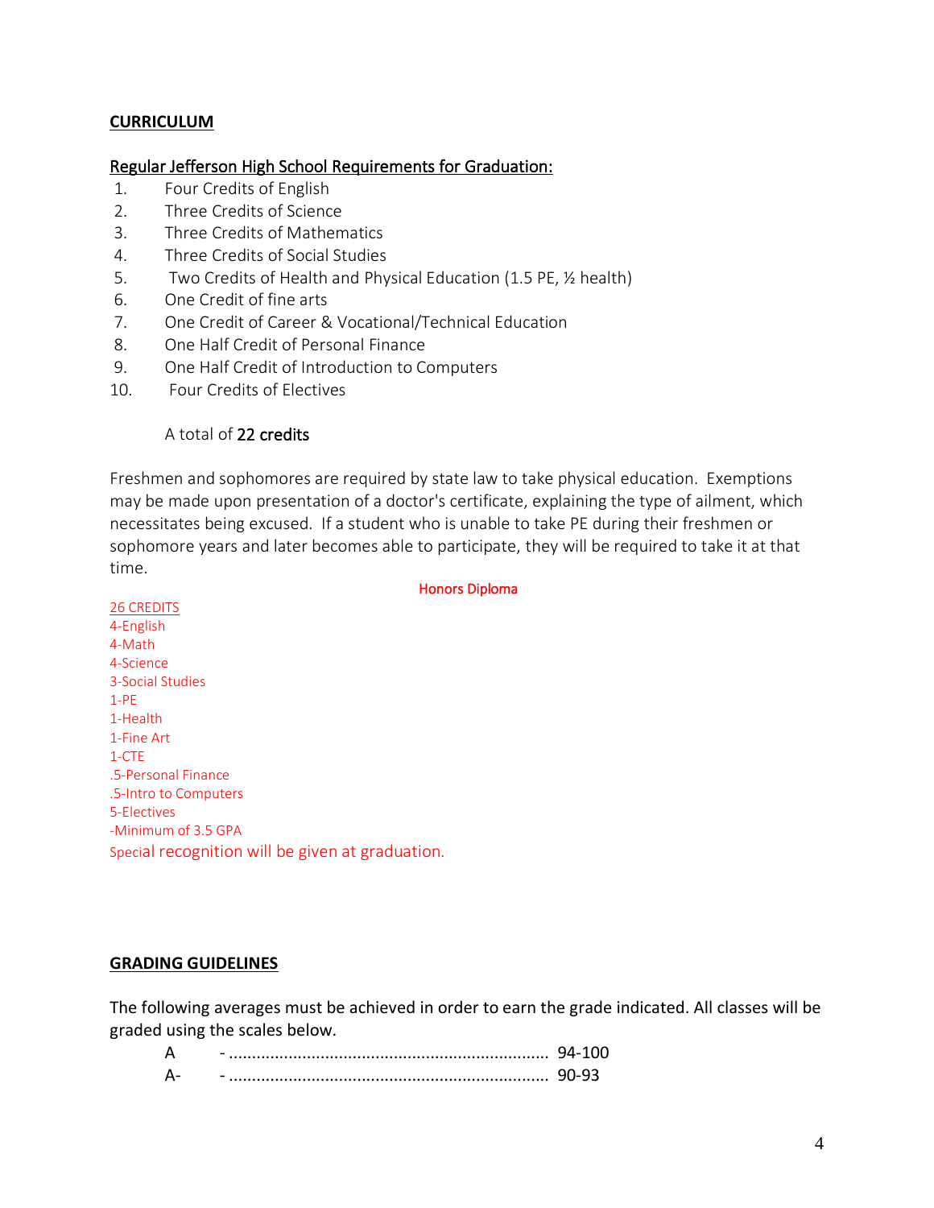## CURRICULUM

### Regular Jefferson High School Requirements for Graduation:

1. Four Credits of English
2. Three Credits of Science
3. Three Credits of Mathematics
4. Three Credits of Social Studies
5. Two Credits of Health and Physical Education (1.5 PE, ½ health)
6. One Credit of fine arts
7. One Credit of Career & Vocational/Technical Education
8. One Half Credit of Personal Finance
9. One Half Credit of Introduction to Computers
10. Four Credits of Electives

A total of **22 credits**

Freshmen and sophomores are required by state law to take physical education. Exemptions may be made upon presentation of a doctor's certificate, explaining the type of ailment, which necessitates being excused. If a student who is unable to take PE during their freshmen or sophomore years and later becomes able to participate, they will be required to take it at that time.

### Honors Diploma

26 CREDITS
4-English
4-Math
4-Science
3-Social Studies
1-PE
1-Health
1-Fine Art
1-CTE
.5-Personal Finance
.5-Intro to Computers
5-Electives
-Minimum of 3.5 GPA
Special recognition will be given at graduation.

## GRADING GUIDELINES

The following averages must be achieved in order to earn the grade indicated. All classes will be graded using the scales below.

| Grade | Range |
|---|---|
| A | 94-100 |
| A- | 90-93 |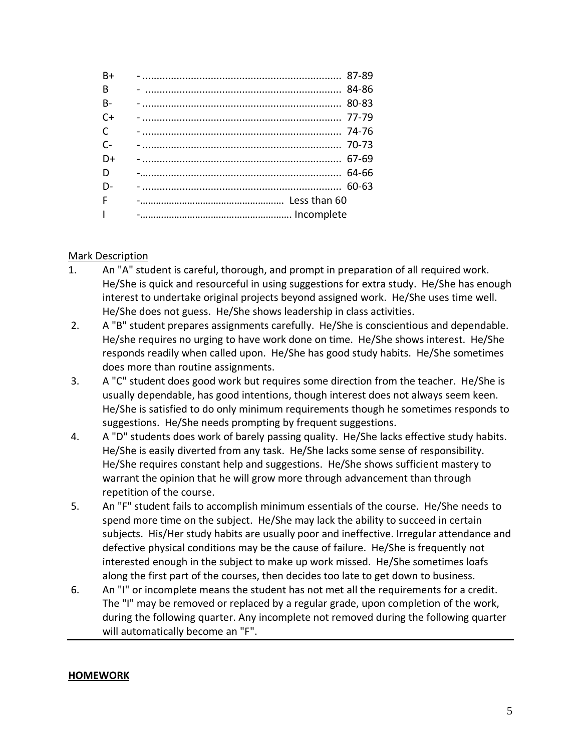| | | |
|---|---|---|
| B+ | - | 87-89 |
| B | - | 84-86 |
| B- | - | 80-83 |
| C+ | - | 77-79 |
| C | - | 74-76 |
| C- | - | 70-73 |
| D+ | - | 67-69 |
| D | - | 64-66 |
| D- | - | 60-63 |
| F | - | Less than 60 |
| I | - | Incomplete |

Mark Description

1. An "A" student is careful, thorough, and prompt in preparation of all required work. He/She is quick and resourceful in using suggestions for extra study. He/She has enough interest to undertake original projects beyond assigned work. He/She uses time well. He/She does not guess. He/She shows leadership in class activities.
2. A "B" student prepares assignments carefully. He/She is conscientious and dependable. He/she requires no urging to have work done on time. He/She shows interest. He/She responds readily when called upon. He/She has good study habits. He/She sometimes does more than routine assignments.
3. A "C" student does good work but requires some direction from the teacher. He/She is usually dependable, has good intentions, though interest does not always seem keen. He/She is satisfied to do only minimum requirements though he sometimes responds to suggestions. He/She needs prompting by frequent suggestions.
4. A "D" students does work of barely passing quality. He/She lacks effective study habits. He/She is easily diverted from any task. He/She lacks some sense of responsibility. He/She requires constant help and suggestions. He/She shows sufficient mastery to warrant the opinion that he will grow more through advancement than through repetition of the course.
5. An "F" student fails to accomplish minimum essentials of the course. He/She needs to spend more time on the subject. He/She may lack the ability to succeed in certain subjects. His/Her study habits are usually poor and ineffective. Irregular attendance and defective physical conditions may be the cause of failure. He/She is frequently not interested enough in the subject to make up work missed. He/She sometimes loafs along the first part of the courses, then decides too late to get down to business.
6. An "I" or incomplete means the student has not met all the requirements for a credit. The "I" may be removed or replaced by a regular grade, upon completion of the work, during the following quarter. Any incomplete not removed during the following quarter will automatically become an "F".

---

**HOMEWORK**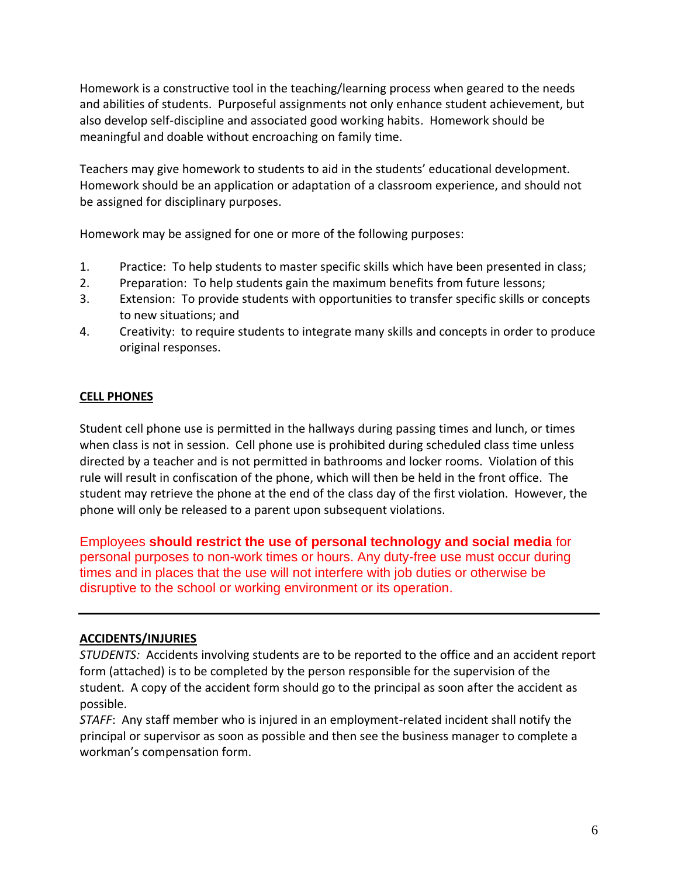Homework is a constructive tool in the teaching/learning process when geared to the needs and abilities of students. Purposeful assignments not only enhance student achievement, but also develop self-discipline and associated good working habits. Homework should be meaningful and doable without encroaching on family time.

Teachers may give homework to students to aid in the students' educational development. Homework should be an application or adaptation of a classroom experience, and should not be assigned for disciplinary purposes.

Homework may be assigned for one or more of the following purposes:

1. Practice: To help students to master specific skills which have been presented in class;
2. Preparation: To help students gain the maximum benefits from future lessons;
3. Extension: To provide students with opportunities to transfer specific skills or concepts to new situations; and
4. Creativity: to require students to integrate many skills and concepts in order to produce original responses.

## CELL PHONES

Student cell phone use is permitted in the hallways during passing times and lunch, or times when class is not in session. Cell phone use is prohibited during scheduled class time unless directed by a teacher and is not permitted in bathrooms and locker rooms. Violation of this rule will result in confiscation of the phone, which will then be held in the front office. The student may retrieve the phone at the end of the class day of the first violation. However, the phone will only be released to a parent upon subsequent violations.

Employees **should restrict the use of personal technology and social media** for personal purposes to non-work times or hours. Any duty-free use must occur during times and in places that the use will not interfere with job duties or otherwise be disruptive to the school or working environment or its operation.

---

## ACCIDENTS/INJURIES

*STUDENTS:* Accidents involving students are to be reported to the office and an accident report form (attached) is to be completed by the person responsible for the supervision of the student. A copy of the accident form should go to the principal as soon after the accident as possible.

*STAFF*: Any staff member who is injured in an employment-related incident shall notify the principal or supervisor as soon as possible and then see the business manager to complete a workman's compensation form.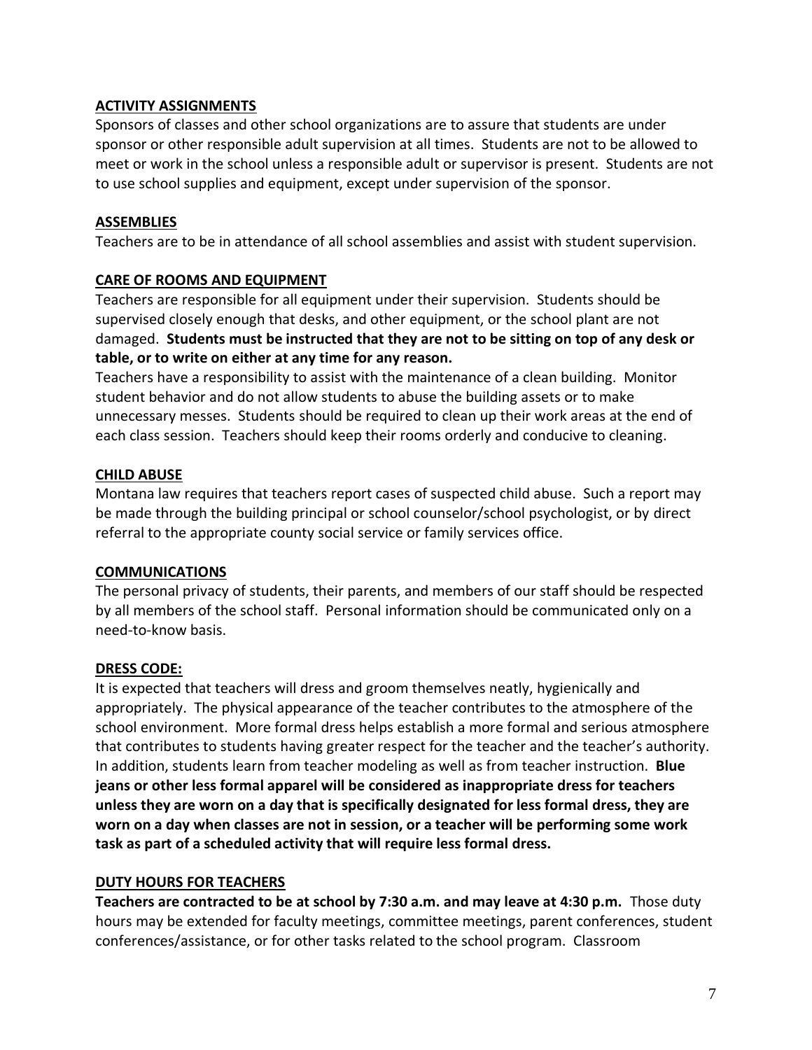## ACTIVITY ASSIGNMENTS

Sponsors of classes and other school organizations are to assure that students are under sponsor or other responsible adult supervision at all times. Students are not to be allowed to meet or work in the school unless a responsible adult or supervisor is present. Students are not to use school supplies and equipment, except under supervision of the sponsor.

## ASSEMBLIES

Teachers are to be in attendance of all school assemblies and assist with student supervision.

## CARE OF ROOMS AND EQUIPMENT

Teachers are responsible for all equipment under their supervision. Students should be supervised closely enough that desks, and other equipment, or the school plant are not damaged. **Students must be instructed that they are not to be sitting on top of any desk or table, or to write on either at any time for any reason.**

Teachers have a responsibility to assist with the maintenance of a clean building. Monitor student behavior and do not allow students to abuse the building assets or to make unnecessary messes. Students should be required to clean up their work areas at the end of each class session. Teachers should keep their rooms orderly and conducive to cleaning.

## CHILD ABUSE

Montana law requires that teachers report cases of suspected child abuse. Such a report may be made through the building principal or school counselor/school psychologist, or by direct referral to the appropriate county social service or family services office.

## COMMUNICATIONS

The personal privacy of students, their parents, and members of our staff should be respected by all members of the school staff. Personal information should be communicated only on a need-to-know basis.

## DRESS CODE:

It is expected that teachers will dress and groom themselves neatly, hygienically and appropriately. The physical appearance of the teacher contributes to the atmosphere of the school environment. More formal dress helps establish a more formal and serious atmosphere that contributes to students having greater respect for the teacher and the teacher's authority. In addition, students learn from teacher modeling as well as from teacher instruction. **Blue jeans or other less formal apparel will be considered as inappropriate dress for teachers unless they are worn on a day that is specifically designated for less formal dress, they are worn on a day when classes are not in session, or a teacher will be performing some work task as part of a scheduled activity that will require less formal dress.**

## DUTY HOURS FOR TEACHERS

**Teachers are contracted to be at school by 7:30 a.m. and may leave at 4:30 p.m.** Those duty hours may be extended for faculty meetings, committee meetings, parent conferences, student conferences/assistance, or for other tasks related to the school program. Classroom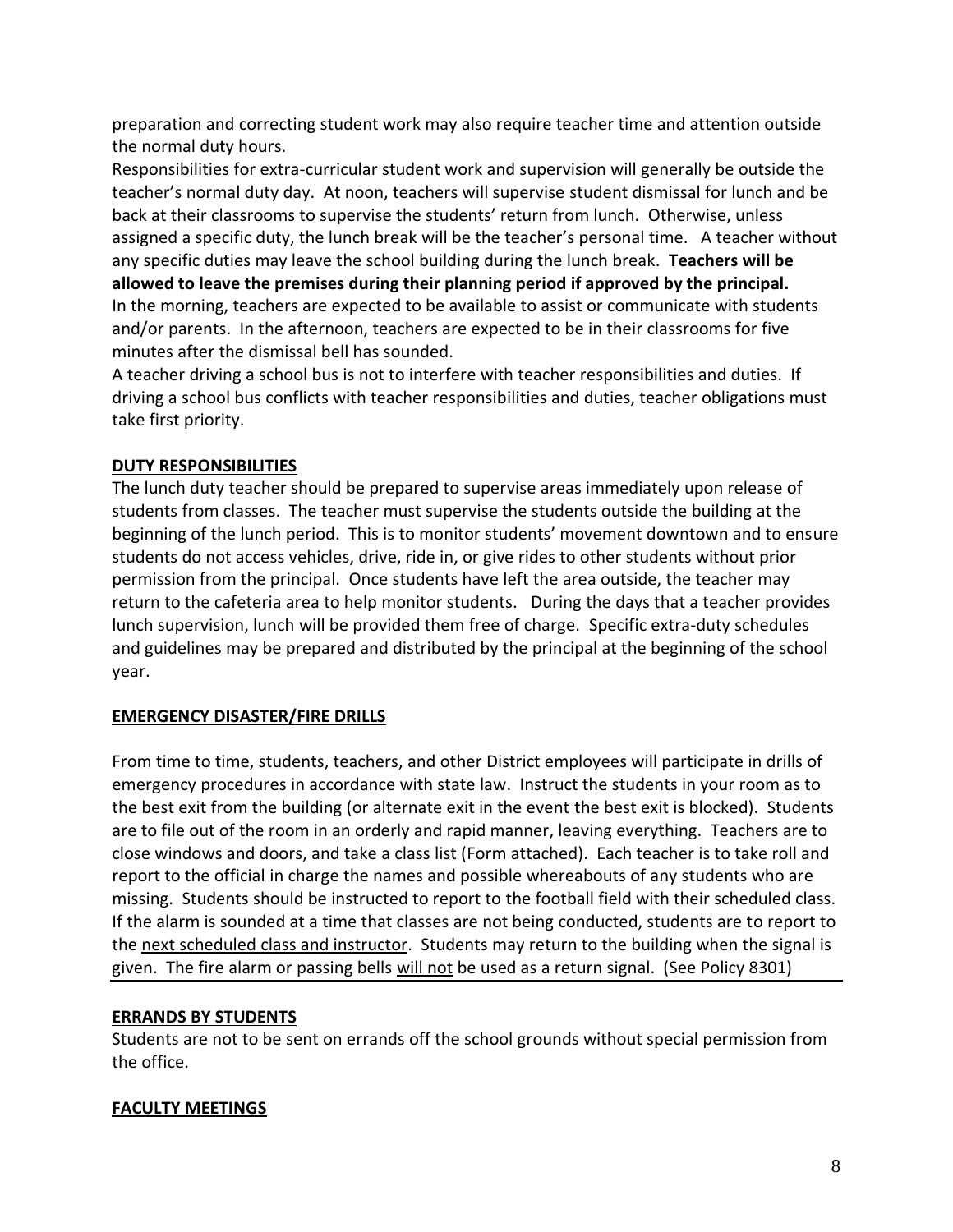preparation and correcting student work may also require teacher time and attention outside the normal duty hours.

Responsibilities for extra-curricular student work and supervision will generally be outside the teacher's normal duty day. At noon, teachers will supervise student dismissal for lunch and be back at their classrooms to supervise the students' return from lunch. Otherwise, unless assigned a specific duty, the lunch break will be the teacher's personal time. A teacher without any specific duties may leave the school building during the lunch break. **Teachers will be allowed to leave the premises during their planning period if approved by the principal.**

In the morning, teachers are expected to be available to assist or communicate with students and/or parents. In the afternoon, teachers are expected to be in their classrooms for five minutes after the dismissal bell has sounded.

A teacher driving a school bus is not to interfere with teacher responsibilities and duties. If driving a school bus conflicts with teacher responsibilities and duties, teacher obligations must take first priority.

## DUTY RESPONSIBILITIES

The lunch duty teacher should be prepared to supervise areas immediately upon release of students from classes. The teacher must supervise the students outside the building at the beginning of the lunch period. This is to monitor students' movement downtown and to ensure students do not access vehicles, drive, ride in, or give rides to other students without prior permission from the principal. Once students have left the area outside, the teacher may return to the cafeteria area to help monitor students. During the days that a teacher provides lunch supervision, lunch will be provided them free of charge. Specific extra-duty schedules and guidelines may be prepared and distributed by the principal at the beginning of the school year.

## EMERGENCY DISASTER/FIRE DRILLS

From time to time, students, teachers, and other District employees will participate in drills of emergency procedures in accordance with state law. Instruct the students in your room as to the best exit from the building (or alternate exit in the event the best exit is blocked). Students are to file out of the room in an orderly and rapid manner, leaving everything. Teachers are to close windows and doors, and take a class list (Form attached). Each teacher is to take roll and report to the official in charge the names and possible whereabouts of any students who are missing. Students should be instructed to report to the football field with their scheduled class. If the alarm is sounded at a time that classes are not being conducted, students are to report to the next scheduled class and instructor. Students may return to the building when the signal is given. The fire alarm or passing bells will not be used as a return signal. (See Policy 8301)

## ERRANDS BY STUDENTS

Students are not to be sent on errands off the school grounds without special permission from the office.

## FACULTY MEETINGS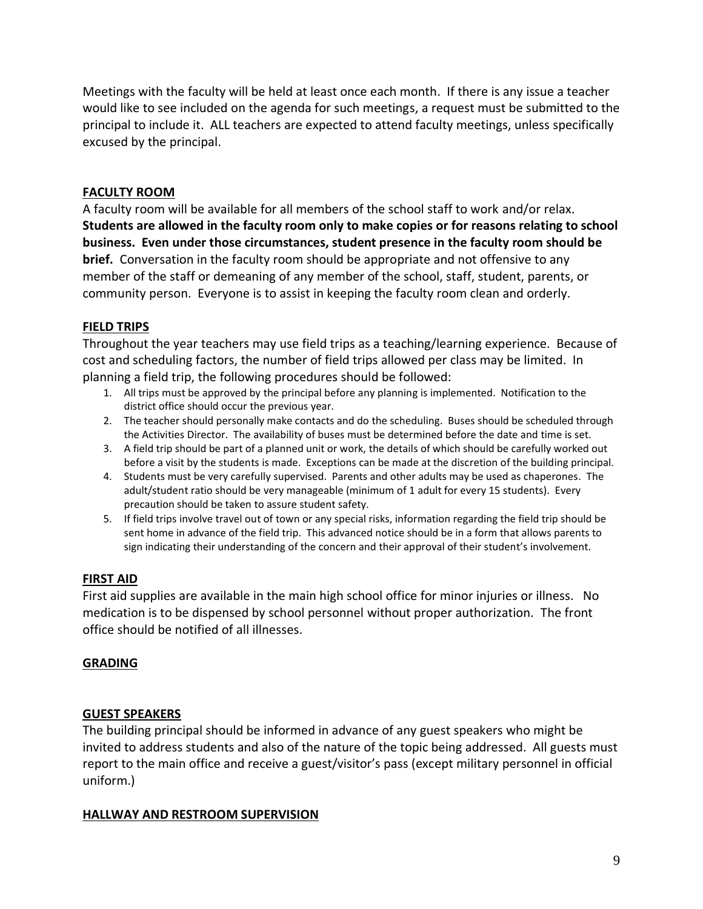Meetings with the faculty will be held at least once each month. If there is any issue a teacher would like to see included on the agenda for such meetings, a request must be submitted to the principal to include it. ALL teachers are expected to attend faculty meetings, unless specifically excused by the principal.

## FACULTY ROOM

A faculty room will be available for all members of the school staff to work and/or relax. **Students are allowed in the faculty room only to make copies or for reasons relating to school business. Even under those circumstances, student presence in the faculty room should be brief.** Conversation in the faculty room should be appropriate and not offensive to any member of the staff or demeaning of any member of the school, staff, student, parents, or community person. Everyone is to assist in keeping the faculty room clean and orderly.

## FIELD TRIPS

Throughout the year teachers may use field trips as a teaching/learning experience. Because of cost and scheduling factors, the number of field trips allowed per class may be limited. In planning a field trip, the following procedures should be followed:

1. All trips must be approved by the principal before any planning is implemented. Notification to the district office should occur the previous year.
2. The teacher should personally make contacts and do the scheduling. Buses should be scheduled through the Activities Director. The availability of buses must be determined before the date and time is set.
3. A field trip should be part of a planned unit or work, the details of which should be carefully worked out before a visit by the students is made. Exceptions can be made at the discretion of the building principal.
4. Students must be very carefully supervised. Parents and other adults may be used as chaperones. The adult/student ratio should be very manageable (minimum of 1 adult for every 15 students). Every precaution should be taken to assure student safety.
5. If field trips involve travel out of town or any special risks, information regarding the field trip should be sent home in advance of the field trip. This advanced notice should be in a form that allows parents to sign indicating their understanding of the concern and their approval of their student's involvement.

## FIRST AID

First aid supplies are available in the main high school office for minor injuries or illness. No medication is to be dispensed by school personnel without proper authorization. The front office should be notified of all illnesses.

## GRADING

## GUEST SPEAKERS

The building principal should be informed in advance of any guest speakers who might be invited to address students and also of the nature of the topic being addressed. All guests must report to the main office and receive a guest/visitor's pass (except military personnel in official uniform.)

## HALLWAY AND RESTROOM SUPERVISION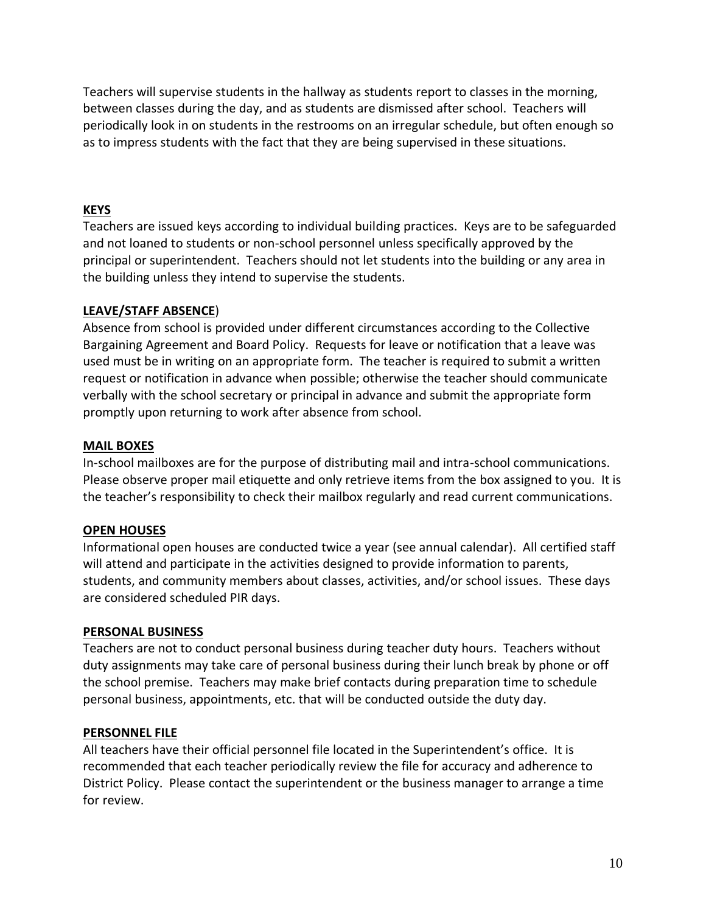Teachers will supervise students in the hallway as students report to classes in the morning, between classes during the day, and as students are dismissed after school. Teachers will periodically look in on students in the restrooms on an irregular schedule, but often enough so as to impress students with the fact that they are being supervised in these situations.

**KEYS**

Teachers are issued keys according to individual building practices. Keys are to be safeguarded and not loaned to students or non-school personnel unless specifically approved by the principal or superintendent. Teachers should not let students into the building or any area in the building unless they intend to supervise the students.

**LEAVE/STAFF ABSENCE**)

Absence from school is provided under different circumstances according to the Collective Bargaining Agreement and Board Policy. Requests for leave or notification that a leave was used must be in writing on an appropriate form. The teacher is required to submit a written request or notification in advance when possible; otherwise the teacher should communicate verbally with the school secretary or principal in advance and submit the appropriate form promptly upon returning to work after absence from school.

**MAIL BOXES**

In-school mailboxes are for the purpose of distributing mail and intra-school communications. Please observe proper mail etiquette and only retrieve items from the box assigned to you. It is the teacher's responsibility to check their mailbox regularly and read current communications.

**OPEN HOUSES**

Informational open houses are conducted twice a year (see annual calendar). All certified staff will attend and participate in the activities designed to provide information to parents, students, and community members about classes, activities, and/or school issues. These days are considered scheduled PIR days.

**PERSONAL BUSINESS**

Teachers are not to conduct personal business during teacher duty hours. Teachers without duty assignments may take care of personal business during their lunch break by phone or off the school premise. Teachers may make brief contacts during preparation time to schedule personal business, appointments, etc. that will be conducted outside the duty day.

**PERSONNEL FILE**

All teachers have their official personnel file located in the Superintendent's office. It is recommended that each teacher periodically review the file for accuracy and adherence to District Policy. Please contact the superintendent or the business manager to arrange a time for review.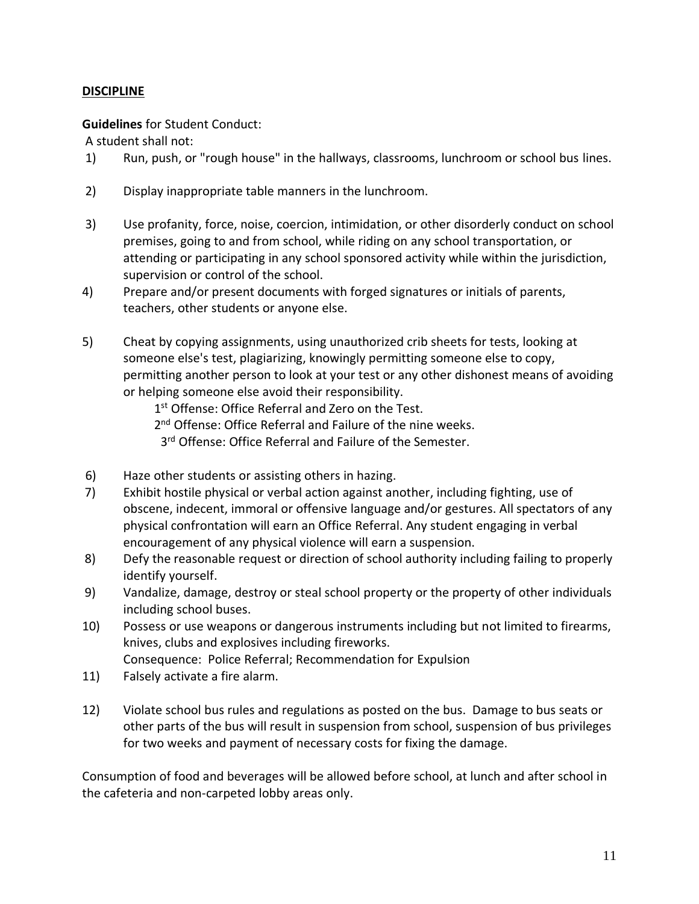## **DISCIPLINE**

**Guidelines** for Student Conduct:

A student shall not:

1) Run, push, or "rough house" in the hallways, classrooms, lunchroom or school bus lines.

2) Display inappropriate table manners in the lunchroom.

3) Use profanity, force, noise, coercion, intimidation, or other disorderly conduct on school premises, going to and from school, while riding on any school transportation, or attending or participating in any school sponsored activity while within the jurisdiction, supervision or control of the school.

4) Prepare and/or present documents with forged signatures or initials of parents, teachers, other students or anyone else.

5) Cheat by copying assignments, using unauthorized crib sheets for tests, looking at someone else's test, plagiarizing, knowingly permitting someone else to copy, permitting another person to look at your test or any other dishonest means of avoiding or helping someone else avoid their responsibility.

   1st Offense: Office Referral and Zero on the Test.

   2nd Offense: Office Referral and Failure of the nine weeks.

   3rd Offense: Office Referral and Failure of the Semester.

6) Haze other students or assisting others in hazing.

7) Exhibit hostile physical or verbal action against another, including fighting, use of obscene, indecent, immoral or offensive language and/or gestures. All spectators of any physical confrontation will earn an Office Referral. Any student engaging in verbal encouragement of any physical violence will earn a suspension.

8) Defy the reasonable request or direction of school authority including failing to properly identify yourself.

9) Vandalize, damage, destroy or steal school property or the property of other individuals including school buses.

10) Possess or use weapons or dangerous instruments including but not limited to firearms, knives, clubs and explosives including fireworks.

    Consequence: Police Referral; Recommendation for Expulsion

11) Falsely activate a fire alarm.

12) Violate school bus rules and regulations as posted on the bus. Damage to bus seats or other parts of the bus will result in suspension from school, suspension of bus privileges for two weeks and payment of necessary costs for fixing the damage.

Consumption of food and beverages will be allowed before school, at lunch and after school in the cafeteria and non-carpeted lobby areas only.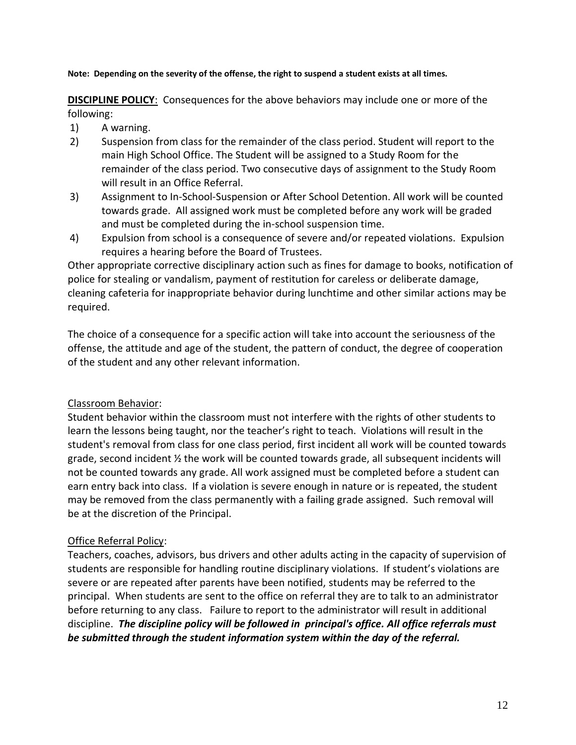**Note: Depending on the severity of the offense, the right to suspend a student exists at all times.**

**DISCIPLINE POLICY**: Consequences for the above behaviors may include one or more of the following:

1) A warning.
2) Suspension from class for the remainder of the class period. Student will report to the main High School Office. The Student will be assigned to a Study Room for the remainder of the class period. Two consecutive days of assignment to the Study Room will result in an Office Referral.
3) Assignment to In-School-Suspension or After School Detention. All work will be counted towards grade. All assigned work must be completed before any work will be graded and must be completed during the in-school suspension time.
4) Expulsion from school is a consequence of severe and/or repeated violations. Expulsion requires a hearing before the Board of Trustees.

Other appropriate corrective disciplinary action such as fines for damage to books, notification of police for stealing or vandalism, payment of restitution for careless or deliberate damage, cleaning cafeteria for inappropriate behavior during lunchtime and other similar actions may be required.

The choice of a consequence for a specific action will take into account the seriousness of the offense, the attitude and age of the student, the pattern of conduct, the degree of cooperation of the student and any other relevant information.

Classroom Behavior:

Student behavior within the classroom must not interfere with the rights of other students to learn the lessons being taught, nor the teacher's right to teach. Violations will result in the student's removal from class for one class period, first incident all work will be counted towards grade, second incident ½ the work will be counted towards grade, all subsequent incidents will not be counted towards any grade. All work assigned must be completed before a student can earn entry back into class. If a violation is severe enough in nature or is repeated, the student may be removed from the class permanently with a failing grade assigned. Such removal will be at the discretion of the Principal.

Office Referral Policy:

Teachers, coaches, advisors, bus drivers and other adults acting in the capacity of supervision of students are responsible for handling routine disciplinary violations. If student's violations are severe or are repeated after parents have been notified, students may be referred to the principal. When students are sent to the office on referral they are to talk to an administrator before returning to any class. Failure to report to the administrator will result in additional discipline. ***The discipline policy will be followed in principal's office. All office referrals must be submitted through the student information system within the day of the referral.***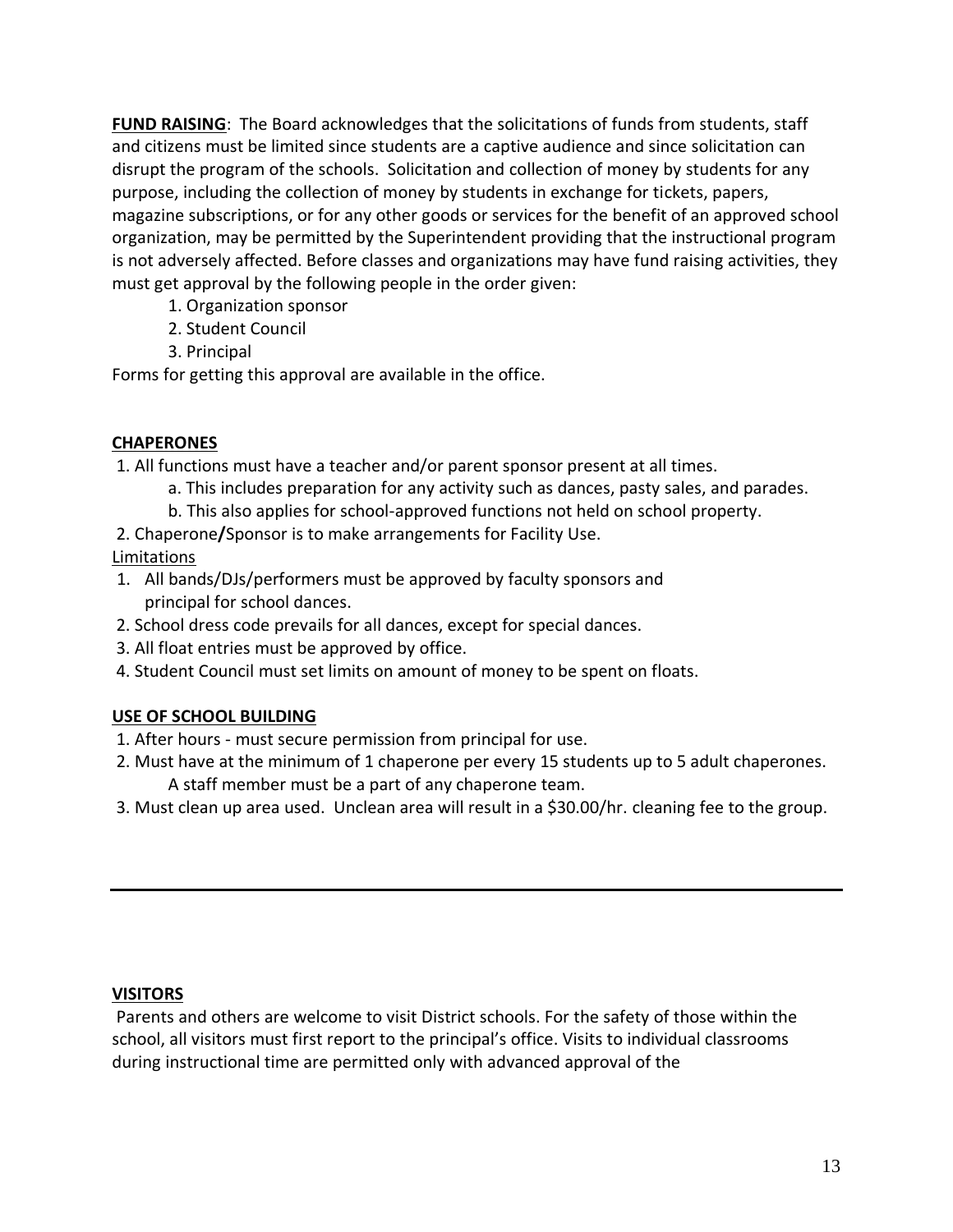**FUND RAISING**: The Board acknowledges that the solicitations of funds from students, staff and citizens must be limited since students are a captive audience and since solicitation can disrupt the program of the schools. Solicitation and collection of money by students for any purpose, including the collection of money by students in exchange for tickets, papers, magazine subscriptions, or for any other goods or services for the benefit of an approved school organization, may be permitted by the Superintendent providing that the instructional program is not adversely affected. Before classes and organizations may have fund raising activities, they must get approval by the following people in the order given:

1. Organization sponsor
2. Student Council
3. Principal

Forms for getting this approval are available in the office.

**CHAPERONES**

1. All functions must have a teacher and/or parent sponsor present at all times.
    a. This includes preparation for any activity such as dances, pasty sales, and parades.
    b. This also applies for school-approved functions not held on school property.
2. Chaperone**/**Sponsor is to make arrangements for Facility Use.

Limitations

1. All bands/DJs/performers must be approved by faculty sponsors and principal for school dances.
2. School dress code prevails for all dances, except for special dances.
3. All float entries must be approved by office.
4. Student Council must set limits on amount of money to be spent on floats.

**USE OF SCHOOL BUILDING**

1. After hours - must secure permission from principal for use.
2. Must have at the minimum of 1 chaperone per every 15 students up to 5 adult chaperones. A staff member must be a part of any chaperone team.
3. Must clean up area used. Unclean area will result in a $30.00/hr. cleaning fee to the group.

---

**VISITORS**

Parents and others are welcome to visit District schools. For the safety of those within the school, all visitors must first report to the principal's office. Visits to individual classrooms during instructional time are permitted only with advanced approval of the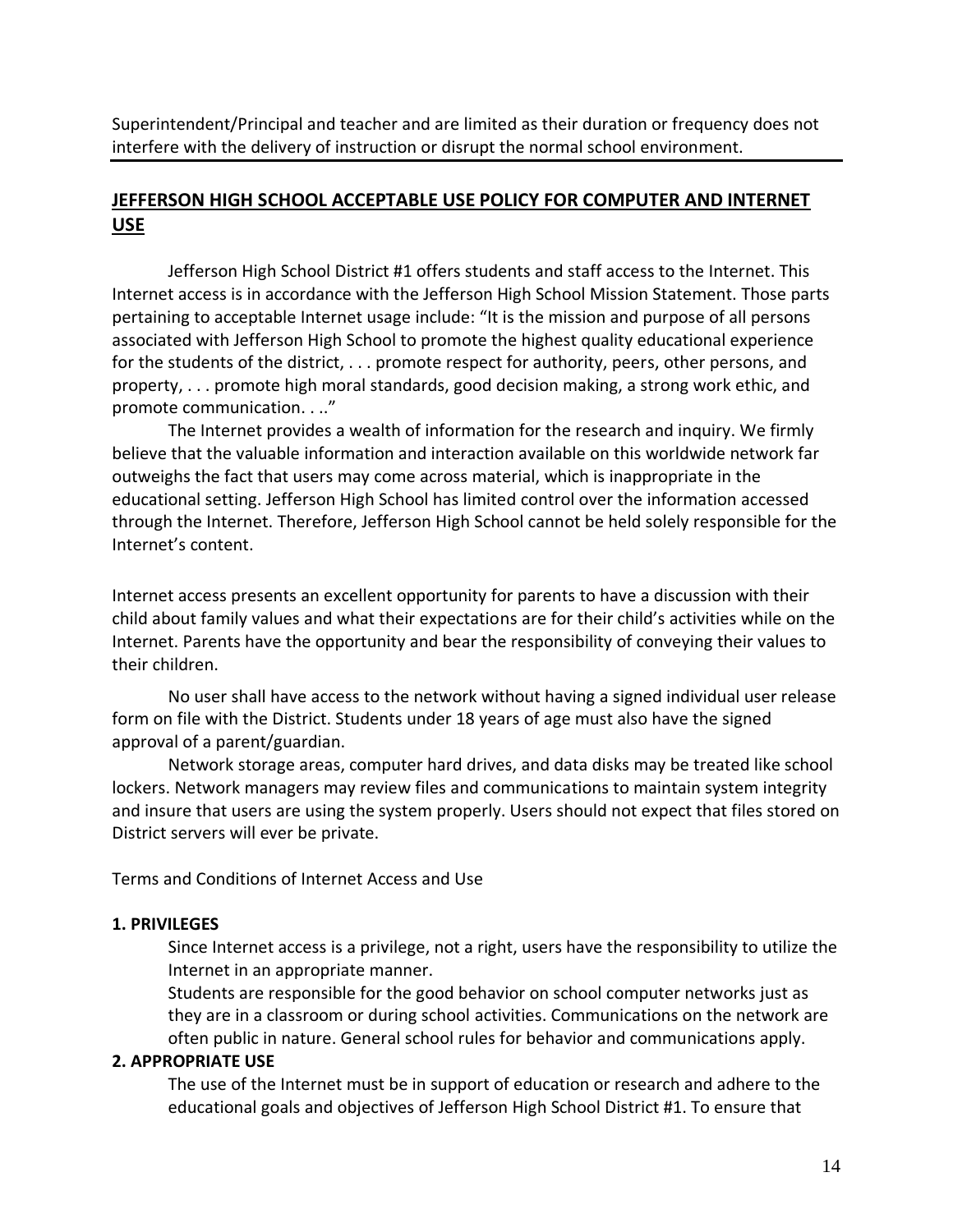Superintendent/Principal and teacher and are limited as their duration or frequency does not interfere with the delivery of instruction or disrupt the normal school environment.

---

## **JEFFERSON HIGH SCHOOL ACCEPTABLE USE POLICY FOR COMPUTER AND INTERNET USE**

Jefferson High School District #1 offers students and staff access to the Internet. This Internet access is in accordance with the Jefferson High School Mission Statement. Those parts pertaining to acceptable Internet usage include: "It is the mission and purpose of all persons associated with Jefferson High School to promote the highest quality educational experience for the students of the district, . . . promote respect for authority, peers, other persons, and property, . . . promote high moral standards, good decision making, a strong work ethic, and promote communication. . .."

The Internet provides a wealth of information for the research and inquiry. We firmly believe that the valuable information and interaction available on this worldwide network far outweighs the fact that users may come across material, which is inappropriate in the educational setting. Jefferson High School has limited control over the information accessed through the Internet. Therefore, Jefferson High School cannot be held solely responsible for the Internet's content.

Internet access presents an excellent opportunity for parents to have a discussion with their child about family values and what their expectations are for their child's activities while on the Internet. Parents have the opportunity and bear the responsibility of conveying their values to their children.

No user shall have access to the network without having a signed individual user release form on file with the District. Students under 18 years of age must also have the signed approval of a parent/guardian.

Network storage areas, computer hard drives, and data disks may be treated like school lockers. Network managers may review files and communications to maintain system integrity and insure that users are using the system properly. Users should not expect that files stored on District servers will ever be private.

Terms and Conditions of Internet Access and Use

**1. PRIVILEGES**

Since Internet access is a privilege, not a right, users have the responsibility to utilize the Internet in an appropriate manner.

Students are responsible for the good behavior on school computer networks just as they are in a classroom or during school activities. Communications on the network are often public in nature. General school rules for behavior and communications apply.

**2. APPROPRIATE USE**

The use of the Internet must be in support of education or research and adhere to the educational goals and objectives of Jefferson High School District #1. To ensure that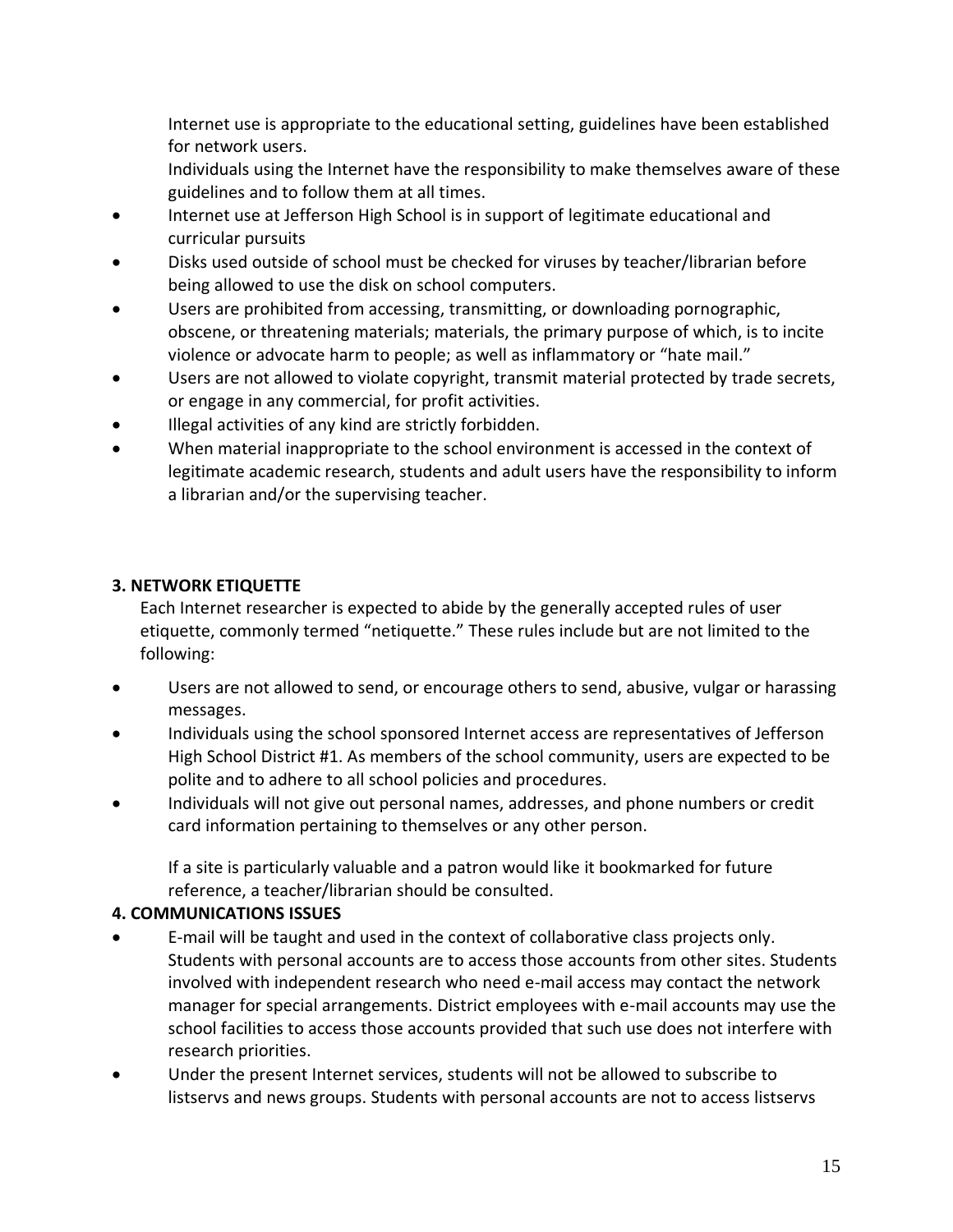Internet use is appropriate to the educational setting, guidelines have been established for network users.

Individuals using the Internet have the responsibility to make themselves aware of these guidelines and to follow them at all times.

- Internet use at Jefferson High School is in support of legitimate educational and curricular pursuits
- Disks used outside of school must be checked for viruses by teacher/librarian before being allowed to use the disk on school computers.
- Users are prohibited from accessing, transmitting, or downloading pornographic, obscene, or threatening materials; materials, the primary purpose of which, is to incite violence or advocate harm to people; as well as inflammatory or "hate mail."
- Users are not allowed to violate copyright, transmit material protected by trade secrets, or engage in any commercial, for profit activities.
- Illegal activities of any kind are strictly forbidden.
- When material inappropriate to the school environment is accessed in the context of legitimate academic research, students and adult users have the responsibility to inform a librarian and/or the supervising teacher.

**3. NETWORK ETIQUETTE**

Each Internet researcher is expected to abide by the generally accepted rules of user etiquette, commonly termed "netiquette." These rules include but are not limited to the following:

- Users are not allowed to send, or encourage others to send, abusive, vulgar or harassing messages.
- Individuals using the school sponsored Internet access are representatives of Jefferson High School District #1. As members of the school community, users are expected to be polite and to adhere to all school policies and procedures.
- Individuals will not give out personal names, addresses, and phone numbers or credit card information pertaining to themselves or any other person.

  If a site is particularly valuable and a patron would like it bookmarked for future reference, a teacher/librarian should be consulted.

**4. COMMUNICATIONS ISSUES**

- E-mail will be taught and used in the context of collaborative class projects only. Students with personal accounts are to access those accounts from other sites. Students involved with independent research who need e-mail access may contact the network manager for special arrangements. District employees with e-mail accounts may use the school facilities to access those accounts provided that such use does not interfere with research priorities.
- Under the present Internet services, students will not be allowed to subscribe to listservs and news groups. Students with personal accounts are not to access listservs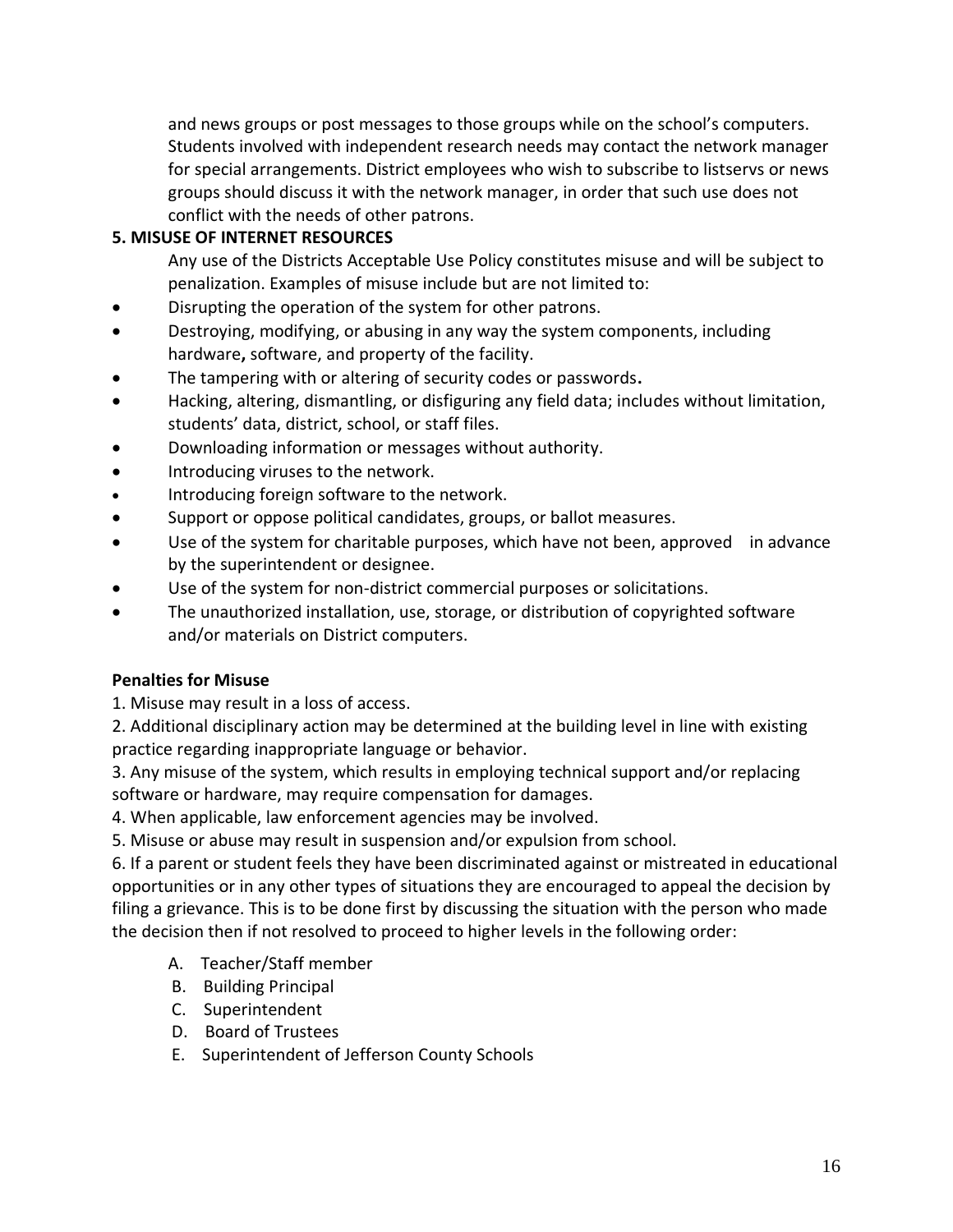and news groups or post messages to those groups while on the school's computers. Students involved with independent research needs may contact the network manager for special arrangements. District employees who wish to subscribe to listservs or news groups should discuss it with the network manager, in order that such use does not conflict with the needs of other patrons.

**5. MISUSE OF INTERNET RESOURCES**

Any use of the Districts Acceptable Use Policy constitutes misuse and will be subject to penalization. Examples of misuse include but are not limited to:

- Disrupting the operation of the system for other patrons.
- Destroying, modifying, or abusing in any way the system components, including hardware**,** software, and property of the facility.
- The tampering with or altering of security codes or passwords**.**
- Hacking, altering, dismantling, or disfiguring any field data; includes without limitation, students' data, district, school, or staff files.
- Downloading information or messages without authority.
- Introducing viruses to the network.
- Introducing foreign software to the network.
- Support or oppose political candidates, groups, or ballot measures.
- Use of the system for charitable purposes, which have not been, approved in advance by the superintendent or designee.
- Use of the system for non-district commercial purposes or solicitations.
- The unauthorized installation, use, storage, or distribution of copyrighted software and/or materials on District computers.

**Penalties for Misuse**

1. Misuse may result in a loss of access.
2. Additional disciplinary action may be determined at the building level in line with existing practice regarding inappropriate language or behavior.
3. Any misuse of the system, which results in employing technical support and/or replacing software or hardware, may require compensation for damages.
4. When applicable, law enforcement agencies may be involved.
5. Misuse or abuse may result in suspension and/or expulsion from school.
6. If a parent or student feels they have been discriminated against or mistreated in educational opportunities or in any other types of situations they are encouraged to appeal the decision by filing a grievance. This is to be done first by discussing the situation with the person who made the decision then if not resolved to proceed to higher levels in the following order:

   A. Teacher/Staff member
   B. Building Principal
   C. Superintendent
   D. Board of Trustees
   E. Superintendent of Jefferson County Schools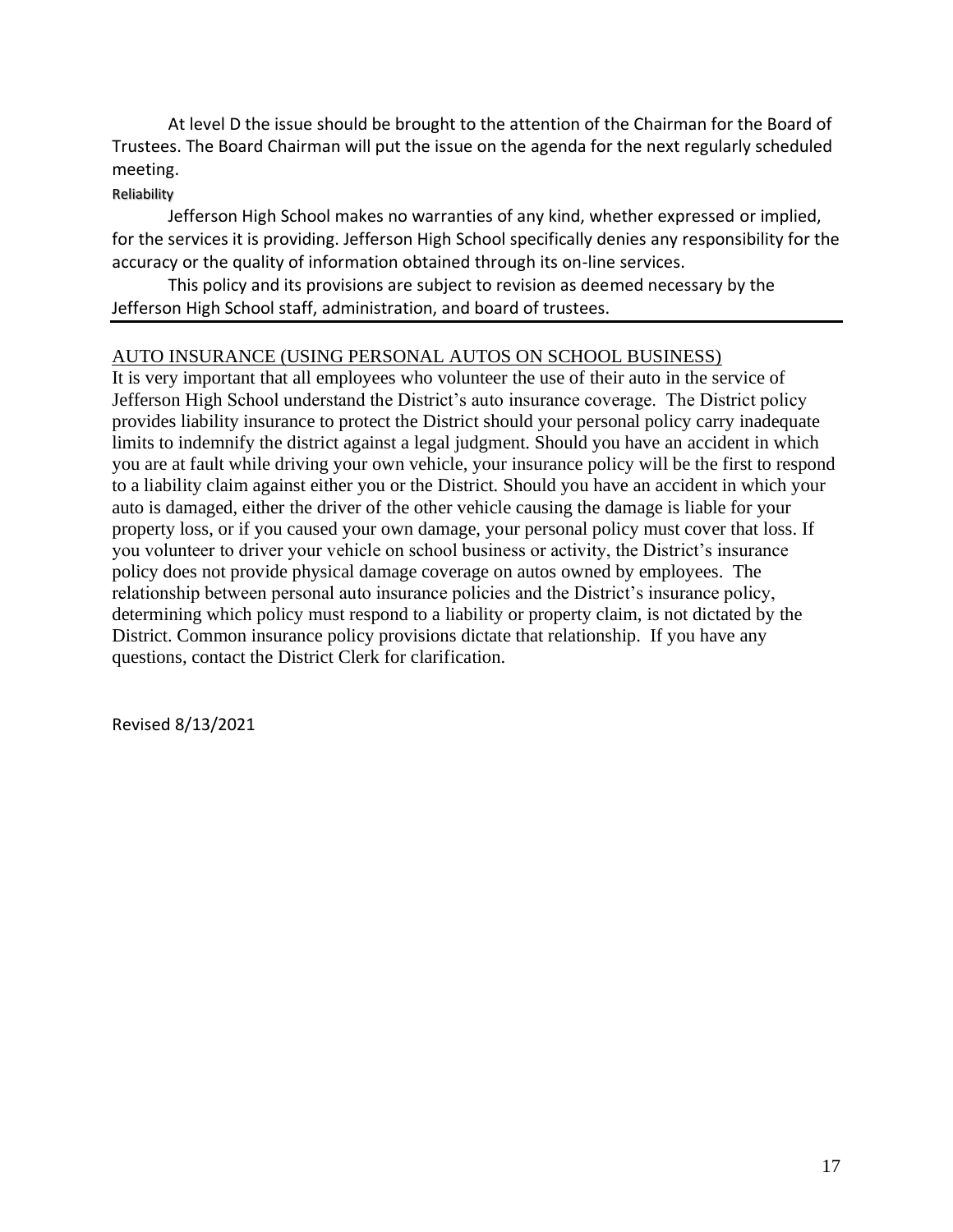At level D the issue should be brought to the attention of the Chairman for the Board of Trustees. The Board Chairman will put the issue on the agenda for the next regularly scheduled meeting.

#### Reliability

Jefferson High School makes no warranties of any kind, whether expressed or implied, for the services it is providing. Jefferson High School specifically denies any responsibility for the accuracy or the quality of information obtained through its on-line services.

This policy and its provisions are subject to revision as deemed necessary by the Jefferson High School staff, administration, and board of trustees.

---

## AUTO INSURANCE (USING PERSONAL AUTOS ON SCHOOL BUSINESS)

It is very important that all employees who volunteer the use of their auto in the service of Jefferson High School understand the District's auto insurance coverage. The District policy provides liability insurance to protect the District should your personal policy carry inadequate limits to indemnify the district against a legal judgment. Should you have an accident in which you are at fault while driving your own vehicle, your insurance policy will be the first to respond to a liability claim against either you or the District. Should you have an accident in which your auto is damaged, either the driver of the other vehicle causing the damage is liable for your property loss, or if you caused your own damage, your personal policy must cover that loss. If you volunteer to driver your vehicle on school business or activity, the District's insurance policy does not provide physical damage coverage on autos owned by employees. The relationship between personal auto insurance policies and the District's insurance policy, determining which policy must respond to a liability or property claim, is not dictated by the District. Common insurance policy provisions dictate that relationship. If you have any questions, contact the District Clerk for clarification.

Revised 8/13/2021